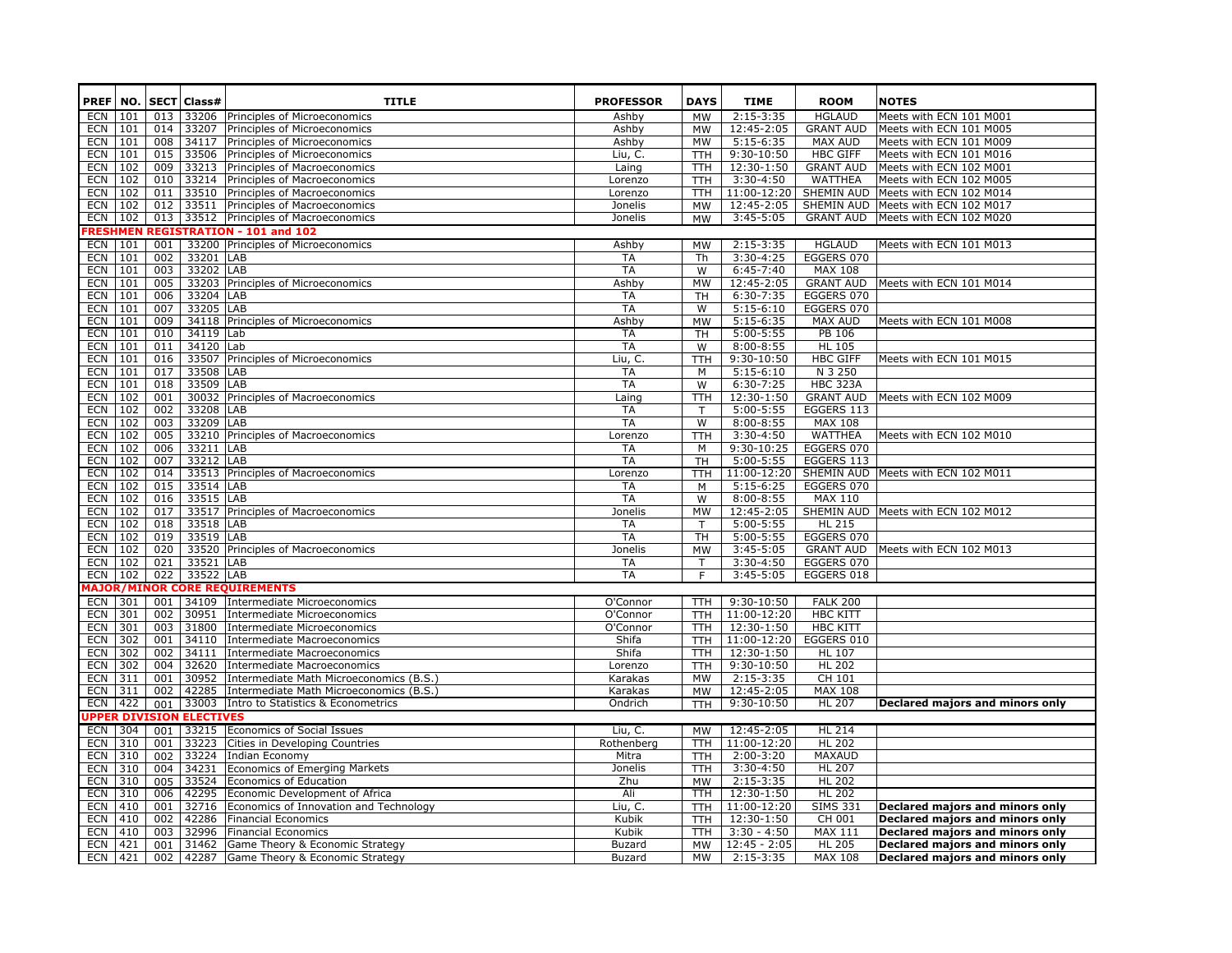| PREF | NO. | SECT | Class# | TITLE | PROFESSOR | DAYS | TIME | ROOM | NOTES |
|---|---|---|---|---|---|---|---|---|---|
| ECN | 101 | 013 | 33206 | Principles of Microeconomics | Ashby | MW | 2:15-3:35 | HGLAUD | Meets with ECN 101 M001 |
| ECN | 101 | 014 | 33207 | Principles of Microeconomics | Ashby | MW | 12:45-2:05 | GRANT AUD | Meets with ECN 101 M005 |
| ECN | 101 | 008 | 34117 | Principles of Microeconomics | Ashby | MW | 5:15-6:35 | MAX AUD | Meets with ECN 101 M009 |
| ECN | 101 | 015 | 33506 | Principles of Microeconomics | Liu, C. | TTH | 9:30-10:50 | HBC GIFF | Meets with ECN 101 M016 |
| ECN | 102 | 009 | 33213 | Principles of Macroeconomics | Laing | TTH | 12:30-1:50 | GRANT AUD | Meets with ECN 102 M001 |
| ECN | 102 | 010 | 33214 | Principles of Macroeconomics | Lorenzo | TTH | 3:30-4:50 | WATTHEA | Meets with ECN 102 M005 |
| ECN | 102 | 011 | 33510 | Principles of Macroeconomics | Lorenzo | TTH | 11:00-12:20 | SHEMIN AUD | Meets with ECN 102 M014 |
| ECN | 102 | 012 | 33511 | Principles of Macroeconomics | Jonelis | MW | 12:45-2:05 | SHEMIN AUD | Meets with ECN 102 M017 |
| ECN | 102 | 013 | 33512 | Principles of Macroeconomics | Jonelis | MW | 3:45-5:05 | GRANT AUD | Meets with ECN 102 M020 |
| **FRESHMEN REGISTRATION - 101 and 102** | | | | | | | | | |
| ECN | 101 | 001 | 33200 | Principles of Microeconomics | Ashby | MW | 2:15-3:35 | HGLAUD | Meets with ECN 101 M013 |
| ECN | 101 | 002 | 33201 | LAB | TA | Th | 3:30-4:25 | EGGERS 070 | |
| ECN | 101 | 003 | 33202 | LAB | TA | W | 6:45-7:40 | MAX 108 | |
| ECN | 101 | 005 | 33203 | Principles of Microeconomics | Ashby | MW | 12:45-2:05 | GRANT AUD | Meets with ECN 101 M014 |
| ECN | 101 | 006 | 33204 | LAB | TA | TH | 6:30-7:35 | EGGERS 070 | |
| ECN | 101 | 007 | 33205 | LAB | TA | W | 5:15-6:10 | EGGERS 070 | |
| ECN | 101 | 009 | 34118 | Principles of Microeconomics | Ashby | MW | 5:15-6:35 | MAX AUD | Meets with ECN 101 M008 |
| ECN | 101 | 010 | 34119 | Lab | TA | TH | 5:00-5:55 | PB 106 | |
| ECN | 101 | 011 | 34120 | Lab | TA | W | 8:00-8:55 | HL 105 | |
| ECN | 101 | 016 | 33507 | Principles of Microeconomics | Liu, C. | TTH | 9:30-10:50 | HBC GIFF | Meets with ECN 101 M015 |
| ECN | 101 | 017 | 33508 | LAB | TA | M | 5:15-6:10 | N 3 250 | |
| ECN | 101 | 018 | 33509 | LAB | TA | W | 6:30-7:25 | HBC 323A | |
| ECN | 102 | 001 | 30032 | Principles of Macroeconomics | Laing | TTH | 12:30-1:50 | GRANT AUD | Meets with ECN 102 M009 |
| ECN | 102 | 002 | 33208 | LAB | TA | T | 5:00-5:55 | EGGERS 113 | |
| ECN | 102 | 003 | 33209 | LAB | TA | W | 8:00-8:55 | MAX 108 | |
| ECN | 102 | 005 | 33210 | Principles of Macroeconomics | Lorenzo | TTH | 3:30-4:50 | WATTHEA | Meets with ECN 102 M010 |
| ECN | 102 | 006 | 33211 | LAB | TA | M | 9:30-10:25 | EGGERS 070 | |
| ECN | 102 | 007 | 33212 | LAB | TA | TH | 5:00-5:55 | EGGERS 113 | |
| ECN | 102 | 014 | 33513 | Principles of Macroeconomics | Lorenzo | TTH | 11:00-12:20 | SHEMIN AUD | Meets with ECN 102 M011 |
| ECN | 102 | 015 | 33514 | LAB | TA | M | 5:15-6:25 | EGGERS 070 | |
| ECN | 102 | 016 | 33515 | LAB | TA | W | 8:00-8:55 | MAX 110 | |
| ECN | 102 | 017 | 33517 | Principles of Macroeconomics | Jonelis | MW | 12:45-2:05 | SHEMIN AUD | Meets with ECN 102 M012 |
| ECN | 102 | 018 | 33518 | LAB | TA | T | 5:00-5:55 | HL 215 | |
| ECN | 102 | 019 | 33519 | LAB | TA | TH | 5:00-5:55 | EGGERS 070 | |
| ECN | 102 | 020 | 33520 | Principles of Macroeconomics | Jonelis | MW | 3:45-5:05 | GRANT AUD | Meets with ECN 102 M013 |
| ECN | 102 | 021 | 33521 | LAB | TA | T | 3:30-4:50 | EGGERS 070 | |
| ECN | 102 | 022 | 33522 | LAB | TA | F | 3:45-5:05 | EGGERS 018 | |
| **MAJOR/MINOR CORE REQUIREMENTS** | | | | | | | | | |
| ECN | 301 | 001 | 34109 | Intermediate Microeconomics | O'Connor | TTH | 9:30-10:50 | FALK 200 | |
| ECN | 301 | 002 | 30951 | Intermediate Microeconomics | O'Connor | TTH | 11:00-12:20 | HBC KITT | |
| ECN | 301 | 003 | 31800 | Intermediate Microeconomics | O'Connor | TTH | 12:30-1:50 | HBC KITT | |
| ECN | 302 | 001 | 34110 | Intermediate Macroeconomics | Shifa | TTH | 11:00-12:20 | EGGERS 010 | |
| ECN | 302 | 002 | 34111 | Intermediate Macroeconomics | Shifa | TTH | 12:30-1:50 | HL 107 | |
| ECN | 302 | 004 | 32620 | Intermediate Macroeconomics | Lorenzo | TTH | 9:30-10:50 | HL 202 | |
| ECN | 311 | 001 | 30952 | Intermediate Math Microeconomics (B.S.) | Karakas | MW | 2:15-3:35 | CH 101 | |
| ECN | 311 | 002 | 42285 | Intermediate Math Microeconomics (B.S.) | Karakas | MW | 12:45-2:05 | MAX 108 | |
| ECN | 422 | 001 | 33003 | Intro to Statistics & Econometrics | Ondrich | TTH | 9:30-10:50 | HL 207 | **Declared majors and minors only** |
| **UPPER DIVISION ELECTIVES** | | | | | | | | | |
| ECN | 304 | 001 | 33215 | Economics of Social Issues | Liu, C. | MW | 12:45-2:05 | HL 214 | |
| ECN | 310 | 001 | 33223 | Cities in Developing Countries | Rothenberg | TTH | 11:00-12:20 | HL 202 | |
| ECN | 310 | 002 | 33224 | Indian Economy | Mitra | TTH | 2:00-3:20 | MAXAUD | |
| ECN | 310 | 004 | 34231 | Economics of Emerging Markets | Jonelis | TTH | 3:30-4:50 | HL 207 | |
| ECN | 310 | 005 | 33524 | Economics of Education | Zhu | MW | 2:15-3:35 | HL 202 | |
| ECN | 310 | 006 | 42295 | Economic Development of Africa | Ali | TTH | 12:30-1:50 | HL 202 | |
| ECN | 410 | 001 | 32716 | Economics of Innovation and Technology | Liu, C. | TTH | 11:00-12:20 | SIMS 331 | **Declared majors and minors only** |
| ECN | 410 | 002 | 42286 | Financial Economics | Kubik | TTH | 12:30-1:50 | CH 001 | **Declared majors and minors only** |
| ECN | 410 | 003 | 32996 | Financial Economics | Kubik | TTH | 3:30 - 4:50 | MAX 111 | **Declared majors and minors only** |
| ECN | 421 | 001 | 31462 | Game Theory & Economic Strategy | Buzard | MW | 12:45 - 2:05 | HL 205 | **Declared majors and minors only** |
| ECN | 421 | 002 | 42287 | Game Theory & Economic Strategy | Buzard | MW | 2:15-3:35 | MAX 108 | **Declared majors and minors only** |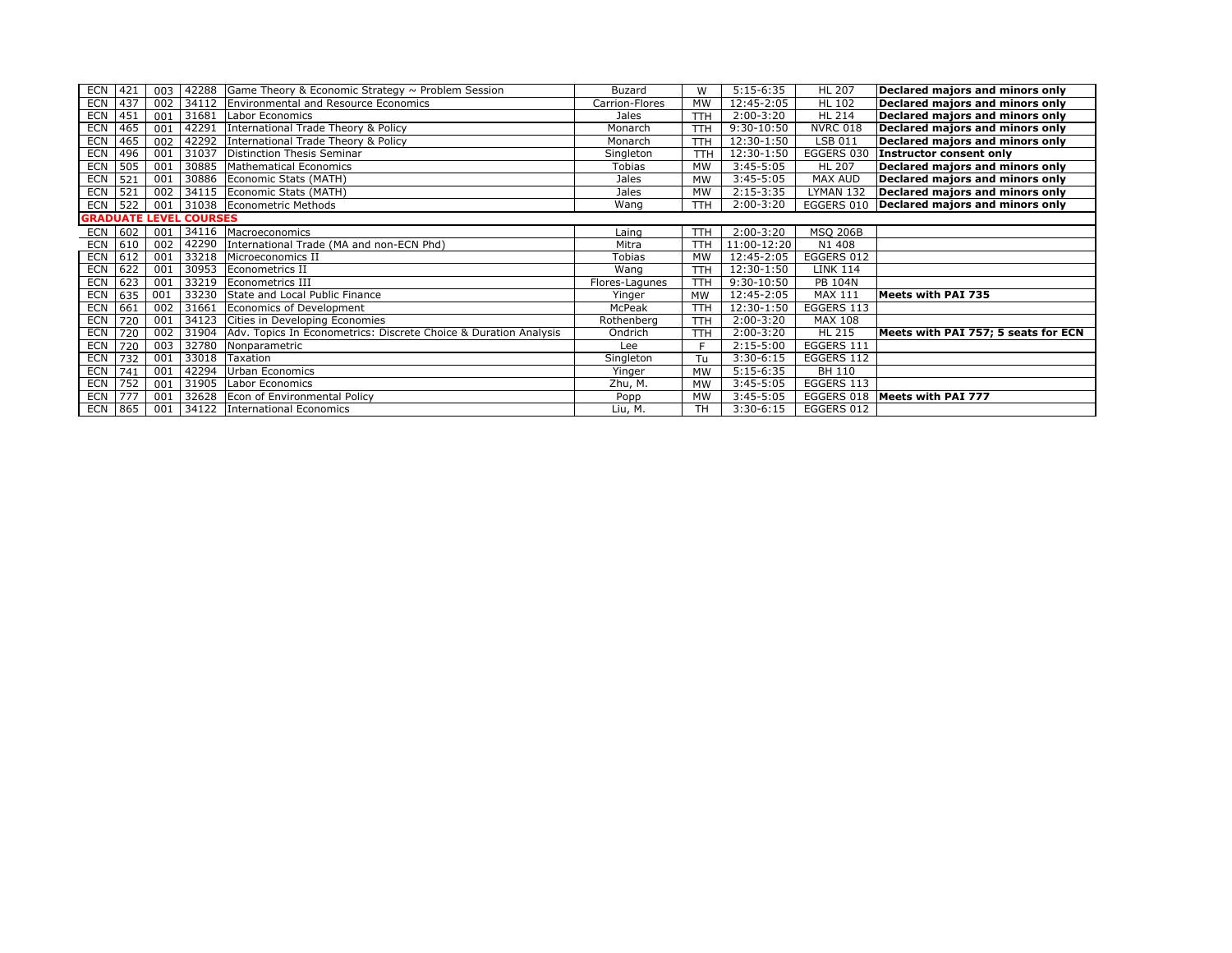| | | | | | | | | | |
|---|---|---|---|---|---|---|---|---|---|
| ECN | 421 | 003 | 42288 | Game Theory & Economic Strategy ~ Problem Session | Buzard | W | 5:15-6:35 | HL 207 | **Declared majors and minors only** |
| ECN | 437 | 002 | 34112 | Environmental and Resource Economics | Carrion-Flores | MW | 12:45-2:05 | HL 102 | **Declared majors and minors only** |
| ECN | 451 | 001 | 31681 | Labor Economics | Jales | TTH | 2:00-3:20 | HL 214 | **Declared majors and minors only** |
| ECN | 465 | 001 | 42291 | International Trade Theory & Policy | Monarch | TTH | 9:30-10:50 | NVRC 018 | **Declared majors and minors only** |
| ECN | 465 | 002 | 42292 | International Trade Theory & Policy | Monarch | TTH | 12:30-1:50 | LSB 011 | **Declared majors and minors only** |
| ECN | 496 | 001 | 31037 | Distinction Thesis Seminar | Singleton | TTH | 12:30-1:50 | EGGERS 030 | **Instructor consent only** |
| ECN | 505 | 001 | 30885 | Mathematical Economics | Tobias | MW | 3:45-5:05 | HL 207 | **Declared majors and minors only** |
| ECN | 521 | 001 | 30886 | Economic Stats (MATH) | Jales | MW | 3:45-5:05 | MAX AUD | **Declared majors and minors only** |
| ECN | 521 | 002 | 34115 | Economic Stats (MATH) | Jales | MW | 2:15-3:35 | LYMAN 132 | **Declared majors and minors only** |
| ECN | 522 | 001 | 31038 | Econometric Methods | Wang | TTH | 2:00-3:20 | EGGERS 010 | **Declared majors and minors only** |
| **GRADUATE LEVEL COURSES** | | | | | | | | | |
| ECN | 602 | 001 | 34116 | Macroeconomics | Laing | TTH | 2:00-3:20 | MSQ 206B | |
| ECN | 610 | 002 | 42290 | International Trade (MA and non-ECN Phd) | Mitra | TTH | 11:00-12:20 | N1 408 | |
| ECN | 612 | 001 | 33218 | Microeconomics II | Tobias | MW | 12:45-2:05 | EGGERS 012 | |
| ECN | 622 | 001 | 30953 | Econometrics II | Wang | TTH | 12:30-1:50 | LINK 114 | |
| ECN | 623 | 001 | 33219 | Econometrics III | Flores-Lagunes | TTH | 9:30-10:50 | PB 104N | |
| ECN | 635 | 001 | 33230 | State and Local Public Finance | Yinger | MW | 12:45-2:05 | MAX 111 | **Meets with PAI 735** |
| ECN | 661 | 002 | 31661 | Economics of Development | McPeak | TTH | 12:30-1:50 | EGGERS 113 | |
| ECN | 720 | 001 | 34123 | Cities in Developing Economies | Rothenberg | TTH | 2:00-3:20 | MAX 108 | |
| ECN | 720 | 002 | 31904 | Adv. Topics In Econometrics: Discrete Choice & Duration Analysis | Ondrich | TTH | 2:00-3:20 | HL 215 | **Meets with PAI 757; 5 seats for ECN** |
| ECN | 720 | 003 | 32780 | Nonparametric | Lee | F | 2:15-5:00 | EGGERS 111 | |
| ECN | 732 | 001 | 33018 | Taxation | Singleton | Tu | 3:30-6:15 | EGGERS 112 | |
| ECN | 741 | 001 | 42294 | Urban Economics | Yinger | MW | 5:15-6:35 | BH 110 | |
| ECN | 752 | 001 | 31905 | Labor Economics | Zhu, M. | MW | 3:45-5:05 | EGGERS 113 | |
| ECN | 777 | 001 | 32628 | Econ of Environmental Policy | Popp | MW | 3:45-5:05 | EGGERS 018 | **Meets with PAI 777** |
| ECN | 865 | 001 | 34122 | International Economics | Liu, M. | TH | 3:30-6:15 | EGGERS 012 | |